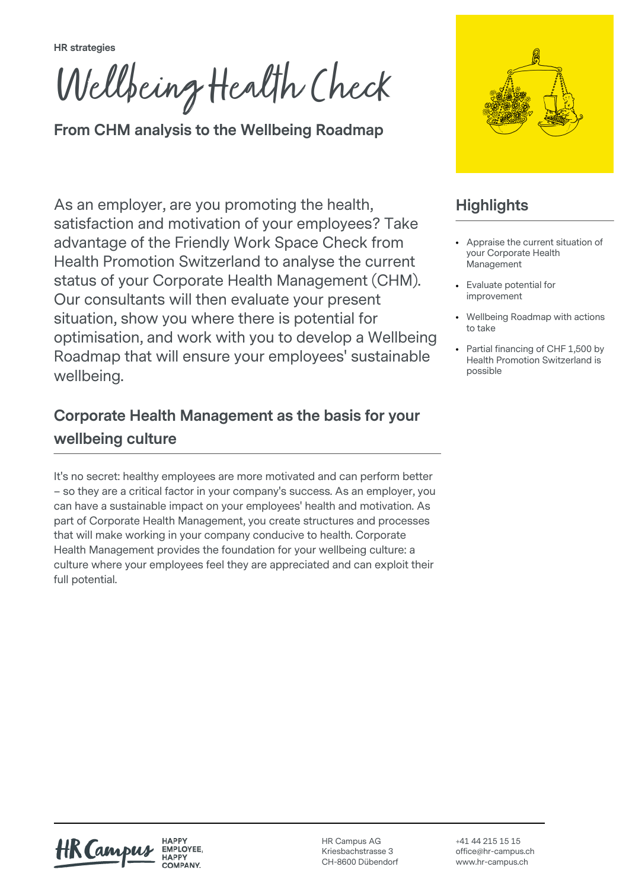HR strategies

# Wellbeing Health Check

## From CHM analysis to the Wellbeing Roadmap

As an employer, are you promoting the health, satisfaction and motivation of your employees? Take advantage of the Friendly Work Space Check from Health Promotion Switzerland to analyse the current status of your Corporate Health Management (CHM). Our consultants will then evaluate your present situation, show you where there is potential for optimisation, and work with you to develop a Wellbeing Roadmap that will ensure your employees' sustainable wellbeing.

## Highlights

- Appraise the current situation of your Corporate Health Management
- Evaluate potential for improvement
- Wellbeing Roadmap with actions to take
- Partial financing of CHF 1,500 by Health Promotion Switzerland is possible

## Corporate Health Management as the basis for your wellbeing culture

It's no secret: healthy employees are more motivated and can perform better – so they are a critical factor in your company's success. As an employer, you can have a sustainable impact on your employees' health and motivation. As part of Corporate Health Management, you create structures and processes that will make working in your company conducive to health. Corporate Health Management provides the foundation for your wellbeing culture: a culture where your employees feel they are appreciated and can exploit their full potential.

HR Campus — HAPPY EMPLOYEE, HAPPY COMPANY.

HR Campus AG
Kriesbachstrasse 3
CH-8600 Dübendorf

+41 44 215 15 15
office@hr-campus.ch
www.hr-campus.ch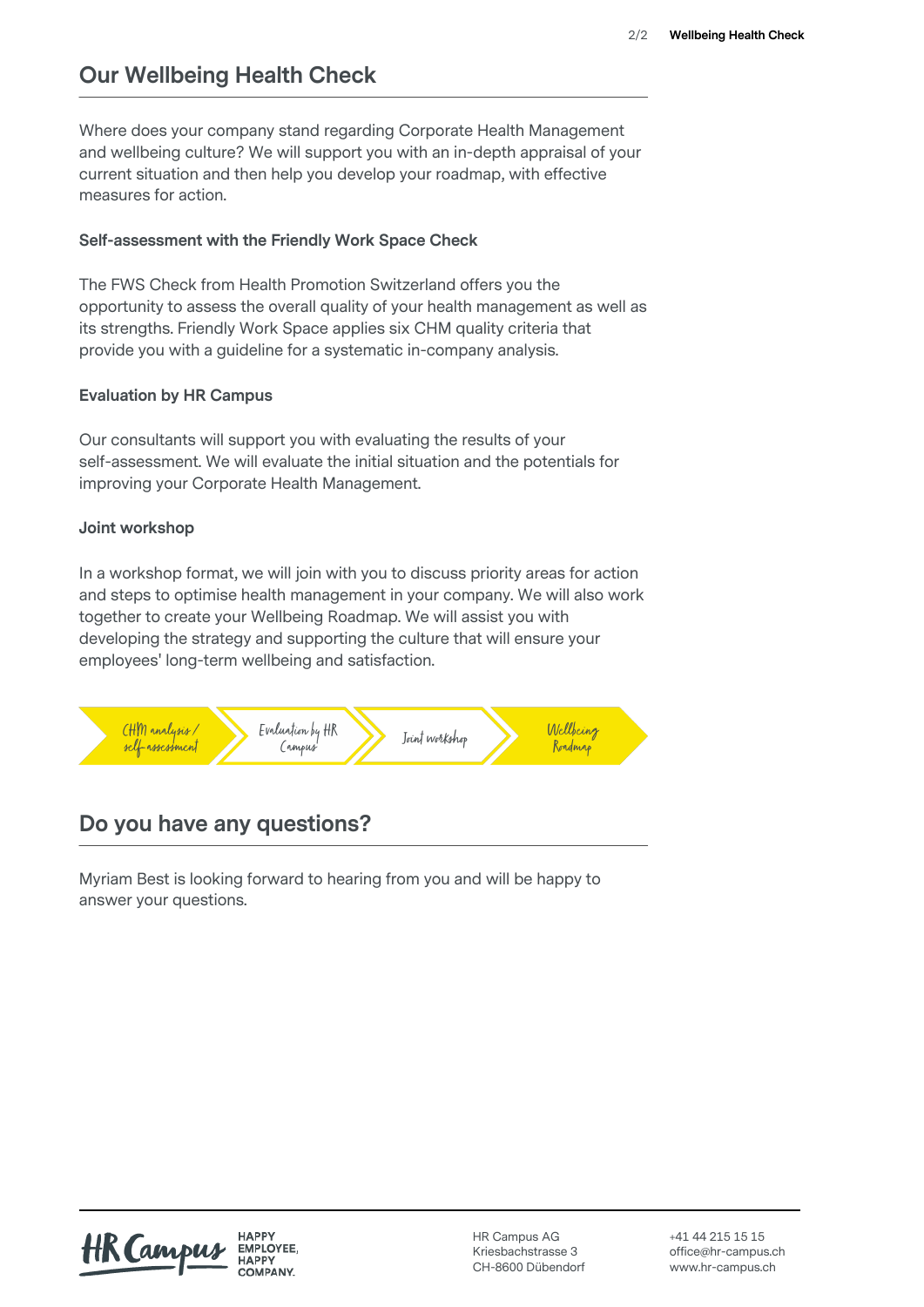## Our Wellbeing Health Check

Where does your company stand regarding Corporate Health Management and wellbeing culture? We will support you with an in-depth appraisal of your current situation and then help you develop your roadmap, with effective measures for action.

### Self-assessment with the Friendly Work Space Check

The FWS Check from Health Promotion Switzerland offers you the opportunity to assess the overall quality of your health management as well as its strengths. Friendly Work Space applies six CHM quality criteria that provide you with a guideline for a systematic in-company analysis.

### Evaluation by HR Campus

Our consultants will support you with evaluating the results of your self-assessment. We will evaluate the initial situation and the potentials for improving your Corporate Health Management.

### Joint workshop

In a workshop format, we will join with you to discuss priority areas for action and steps to optimise health management in your company. We will also work together to create your Wellbeing Roadmap. We will assist you with developing the strategy and supporting the culture that will ensure your employees' long-term wellbeing and satisfaction.

CHM analysis / self-assessment

Evaluation by HR Campus

Joint workshop

Wellbeing Roadmap

## Do you have any questions?

Myriam Best is looking forward to hearing from you and will be happy to answer your questions.

HR Campus HAPPY EMPLOYEE, HAPPY COMPANY.

HR Campus AG
Kriesbachstrasse 3
CH-8600 Dübendorf

+41 44 215 15 15
office@hr-campus.ch
www.hr-campus.ch